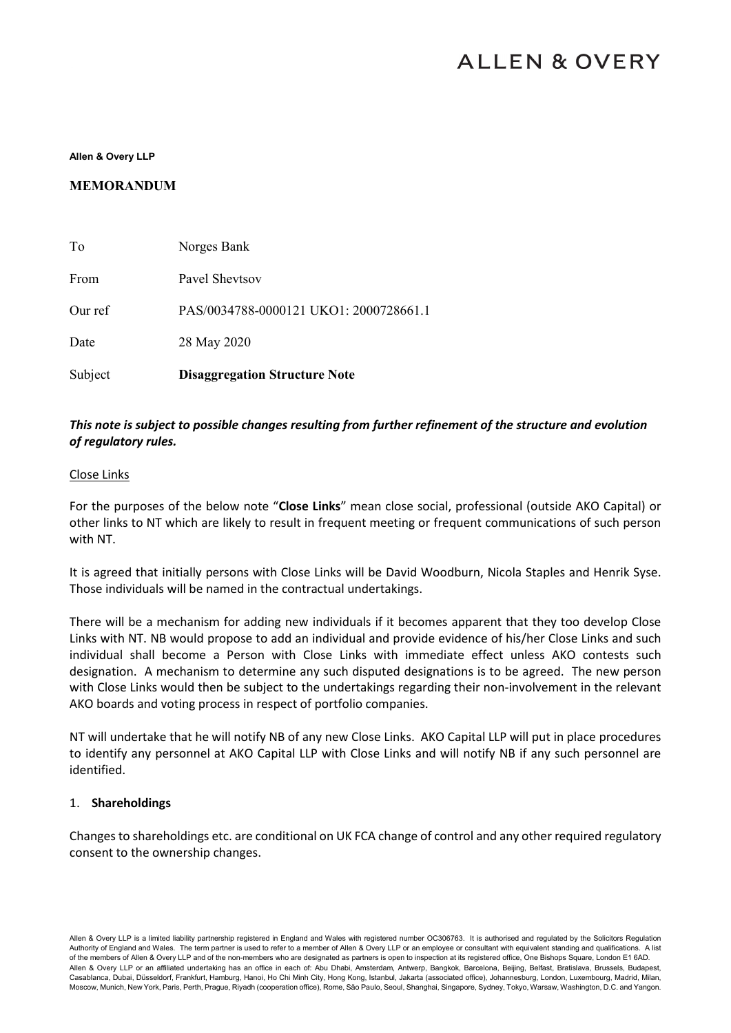ALLEN & OVERY

**Allen & Overy LLP**

**MEMORANDUM**

| | |
|---|---|
| To | Norges Bank |
| From | Pavel Shevtsov |
| Our ref | PAS/0034788-0000121 UKO1: 2000728661.1 |
| Date | 28 May 2020 |
| Subject | **Disaggregation Structure Note** |

***This note is subject to possible changes resulting from further refinement of the structure and evolution of regulatory rules.***

Close Links

For the purposes of the below note "**Close Links**" mean close social, professional (outside AKO Capital) or other links to NT which are likely to result in frequent meeting or frequent communications of such person with NT.

It is agreed that initially persons with Close Links will be David Woodburn, Nicola Staples and Henrik Syse. Those individuals will be named in the contractual undertakings.

There will be a mechanism for adding new individuals if it becomes apparent that they too develop Close Links with NT. NB would propose to add an individual and provide evidence of his/her Close Links and such individual shall become a Person with Close Links with immediate effect unless AKO contests such designation. A mechanism to determine any such disputed designations is to be agreed. The new person with Close Links would then be subject to the undertakings regarding their non-involvement in the relevant AKO boards and voting process in respect of portfolio companies.

NT will undertake that he will notify NB of any new Close Links. AKO Capital LLP will put in place procedures to identify any personnel at AKO Capital LLP with Close Links and will notify NB if any such personnel are identified.

1. **Shareholdings**

Changes to shareholdings etc. are conditional on UK FCA change of control and any other required regulatory consent to the ownership changes.

Allen & Overy LLP is a limited liability partnership registered in England and Wales with registered number OC306763. It is authorised and regulated by the Solicitors Regulation Authority of England and Wales. The term partner is used to refer to a member of Allen & Overy LLP or an employee or consultant with equivalent standing and qualifications. A list of the members of Allen & Overy LLP and of the non-members who are designated as partners is open to inspection at its registered office, One Bishops Square, London E1 6AD.
Allen & Overy LLP or an affiliated undertaking has an office in each of: Abu Dhabi, Amsterdam, Antwerp, Bangkok, Barcelona, Beijing, Belfast, Bratislava, Brussels, Budapest, Casablanca, Dubai, Düsseldorf, Frankfurt, Hamburg, Hanoi, Ho Chi Minh City, Hong Kong, Istanbul, Jakarta (associated office), Johannesburg, London, Luxembourg, Madrid, Milan, Moscow, Munich, New York, Paris, Perth, Prague, Riyadh (cooperation office), Rome, São Paulo, Seoul, Shanghai, Singapore, Sydney, Tokyo, Warsaw, Washington, D.C. and Yangon.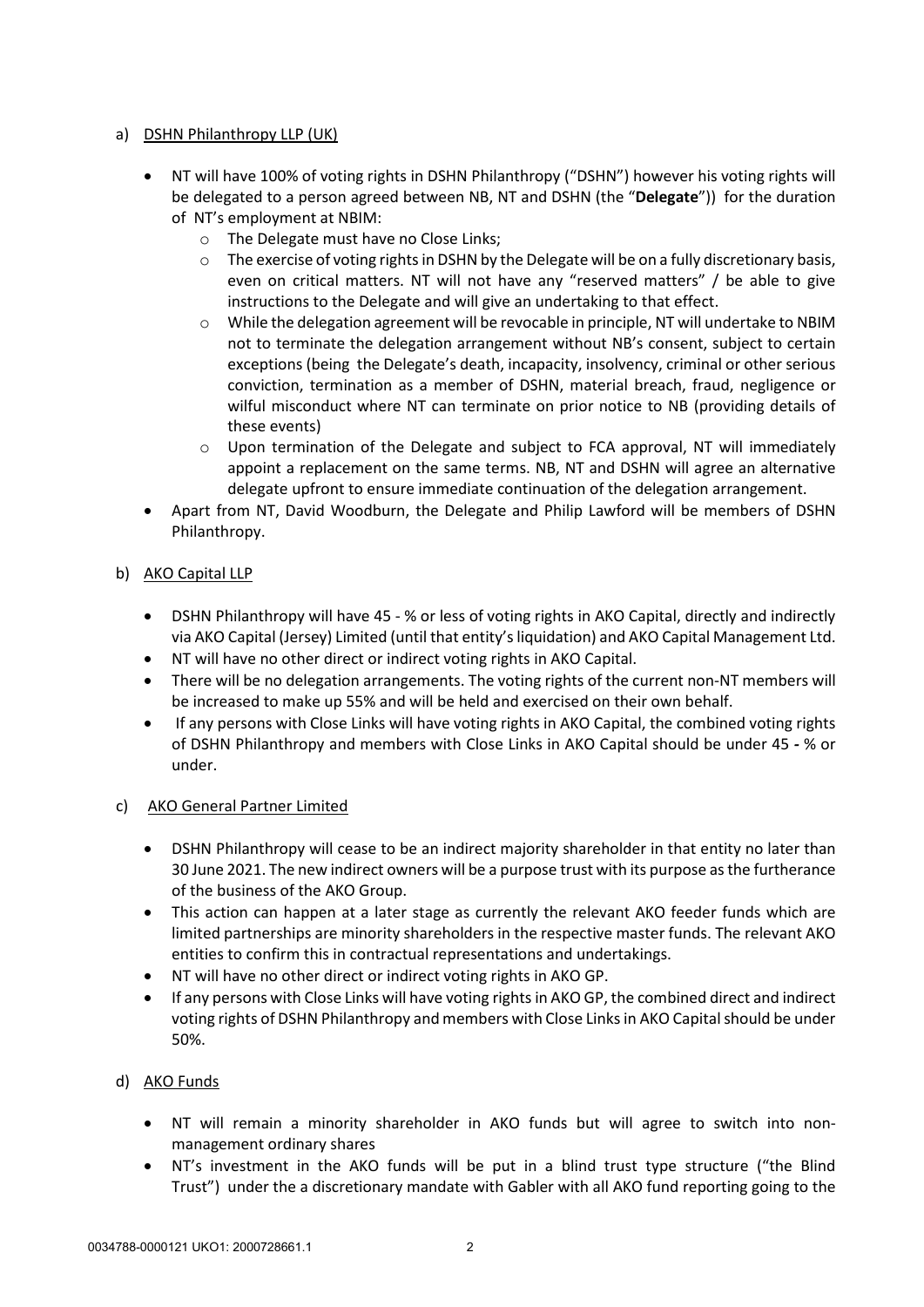a) <u>DSHN Philanthropy LLP (UK)</u>

- NT will have 100% of voting rights in DSHN Philanthropy ("DSHN") however his voting rights will be delegated to a person agreed between NB, NT and DSHN (the "**Delegate**")) for the duration of NT's employment at NBIM:
    - The Delegate must have no Close Links;
    - The exercise of voting rights in DSHN by the Delegate will be on a fully discretionary basis, even on critical matters. NT will not have any "reserved matters" / be able to give instructions to the Delegate and will give an undertaking to that effect.
    - While the delegation agreement will be revocable in principle, NT will undertake to NBIM not to terminate the delegation arrangement without NB's consent, subject to certain exceptions (being the Delegate's death, incapacity, insolvency, criminal or other serious conviction, termination as a member of DSHN, material breach, fraud, negligence or wilful misconduct where NT can terminate on prior notice to NB (providing details of these events)
    - Upon termination of the Delegate and subject to FCA approval, NT will immediately appoint a replacement on the same terms. NB, NT and DSHN will agree an alternative delegate upfront to ensure immediate continuation of the delegation arrangement.
- Apart from NT, David Woodburn, the Delegate and Philip Lawford will be members of DSHN Philanthropy.

b) <u>AKO Capital LLP</u>

- DSHN Philanthropy will have 45 - % or less of voting rights in AKO Capital, directly and indirectly via AKO Capital (Jersey) Limited (until that entity's liquidation) and AKO Capital Management Ltd.
- NT will have no other direct or indirect voting rights in AKO Capital.
- There will be no delegation arrangements. The voting rights of the current non-NT members will be increased to make up 55% and will be held and exercised on their own behalf.
- If any persons with Close Links will have voting rights in AKO Capital, the combined voting rights of DSHN Philanthropy and members with Close Links in AKO Capital should be under 45 - % or under.

c) <u>AKO General Partner Limited</u>

- DSHN Philanthropy will cease to be an indirect majority shareholder in that entity no later than 30 June 2021. The new indirect owners will be a purpose trust with its purpose as the furtherance of the business of the AKO Group.
- This action can happen at a later stage as currently the relevant AKO feeder funds which are limited partnerships are minority shareholders in the respective master funds. The relevant AKO entities to confirm this in contractual representations and undertakings.
- NT will have no other direct or indirect voting rights in AKO GP.
- If any persons with Close Links will have voting rights in AKO GP, the combined direct and indirect voting rights of DSHN Philanthropy and members with Close Links in AKO Capital should be under 50%.

d) <u>AKO Funds</u>

- NT will remain a minority shareholder in AKO funds but will agree to switch into non-management ordinary shares
- NT's investment in the AKO funds will be put in a blind trust type structure ("the Blind Trust") under the a discretionary mandate with Gabler with all AKO fund reporting going to the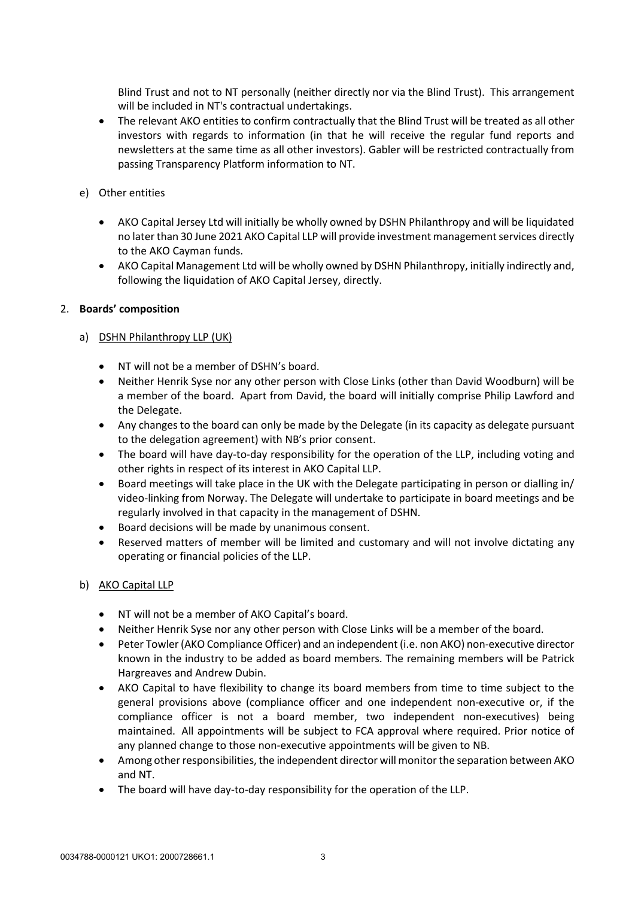Blind Trust and not to NT personally (neither directly nor via the Blind Trust). This arrangement will be included in NT's contractual undertakings.

- The relevant AKO entities to confirm contractually that the Blind Trust will be treated as all other investors with regards to information (in that he will receive the regular fund reports and newsletters at the same time as all other investors). Gabler will be restricted contractually from passing Transparency Platform information to NT.

e) Other entities

- AKO Capital Jersey Ltd will initially be wholly owned by DSHN Philanthropy and will be liquidated no later than 30 June 2021 AKO Capital LLP will provide investment management services directly to the AKO Cayman funds.
- AKO Capital Management Ltd will be wholly owned by DSHN Philanthropy, initially indirectly and, following the liquidation of AKO Capital Jersey, directly.

2. **Boards' composition**

a) <u>DSHN Philanthropy LLP (UK)</u>

- NT will not be a member of DSHN's board.
- Neither Henrik Syse nor any other person with Close Links (other than David Woodburn) will be a member of the board. Apart from David, the board will initially comprise Philip Lawford and the Delegate.
- Any changes to the board can only be made by the Delegate (in its capacity as delegate pursuant to the delegation agreement) with NB's prior consent.
- The board will have day-to-day responsibility for the operation of the LLP, including voting and other rights in respect of its interest in AKO Capital LLP.
- Board meetings will take place in the UK with the Delegate participating in person or dialling in/ video-linking from Norway. The Delegate will undertake to participate in board meetings and be regularly involved in that capacity in the management of DSHN.
- Board decisions will be made by unanimous consent.
- Reserved matters of member will be limited and customary and will not involve dictating any operating or financial policies of the LLP.

b) <u>AKO Capital LLP</u>

- NT will not be a member of AKO Capital's board.
- Neither Henrik Syse nor any other person with Close Links will be a member of the board.
- Peter Towler (AKO Compliance Officer) and an independent (i.e. non AKO) non-executive director known in the industry to be added as board members. The remaining members will be Patrick Hargreaves and Andrew Dubin.
- AKO Capital to have flexibility to change its board members from time to time subject to the general provisions above (compliance officer and one independent non-executive or, if the compliance officer is not a board member, two independent non-executives) being maintained. All appointments will be subject to FCA approval where required. Prior notice of any planned change to those non-executive appointments will be given to NB.
- Among other responsibilities, the independent director will monitor the separation between AKO and NT.
- The board will have day-to-day responsibility for the operation of the LLP.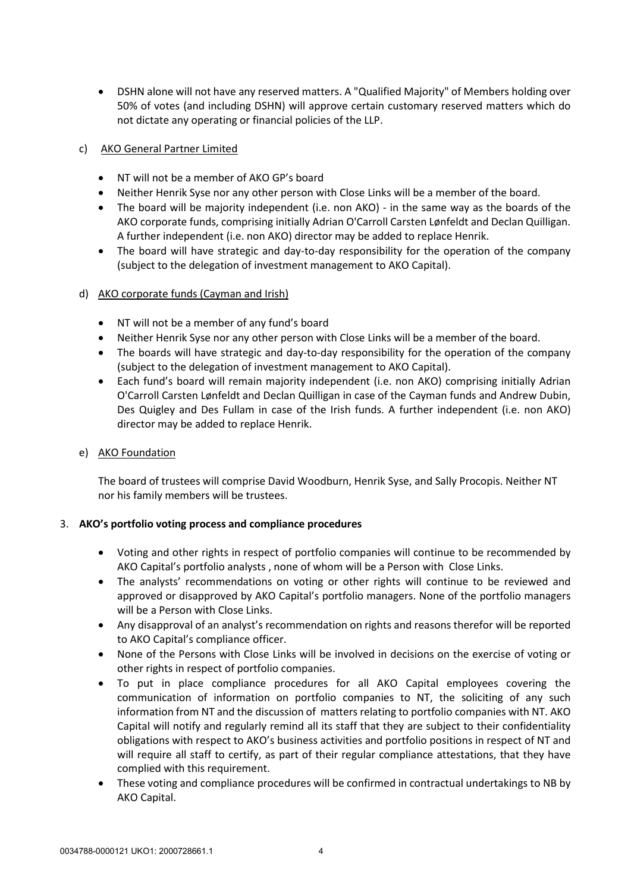- DSHN alone will not have any reserved matters. A "Qualified Majority" of Members holding over 50% of votes (and including DSHN) will approve certain customary reserved matters which do not dictate any operating or financial policies of the LLP.

c) <u>AKO General Partner Limited</u>

- NT will not be a member of AKO GP's board
- Neither Henrik Syse nor any other person with Close Links will be a member of the board.
- The board will be majority independent (i.e. non AKO) - in the same way as the boards of the AKO corporate funds, comprising initially Adrian O'Carroll Carsten Lønfeldt and Declan Quilligan. A further independent (i.e. non AKO) director may be added to replace Henrik.
- The board will have strategic and day-to-day responsibility for the operation of the company (subject to the delegation of investment management to AKO Capital).

d) <u>AKO corporate funds (Cayman and Irish)</u>

- NT will not be a member of any fund's board
- Neither Henrik Syse nor any other person with Close Links will be a member of the board.
- The boards will have strategic and day-to-day responsibility for the operation of the company (subject to the delegation of investment management to AKO Capital).
- Each fund's board will remain majority independent (i.e. non AKO) comprising initially Adrian O'Carroll Carsten Lønfeldt and Declan Quilligan in case of the Cayman funds and Andrew Dubin, Des Quigley and Des Fullam in case of the Irish funds. A further independent (i.e. non AKO) director may be added to replace Henrik.

e) <u>AKO Foundation</u>

The board of trustees will comprise David Woodburn, Henrik Syse, and Sally Procopis. Neither NT nor his family members will be trustees.

3. **AKO's portfolio voting process and compliance procedures**

- Voting and other rights in respect of portfolio companies will continue to be recommended by AKO Capital's portfolio analysts , none of whom will be a Person with Close Links.
- The analysts' recommendations on voting or other rights will continue to be reviewed and approved or disapproved by AKO Capital's portfolio managers. None of the portfolio managers will be a Person with Close Links.
- Any disapproval of an analyst's recommendation on rights and reasons therefor will be reported to AKO Capital's compliance officer.
- None of the Persons with Close Links will be involved in decisions on the exercise of voting or other rights in respect of portfolio companies.
- To put in place compliance procedures for all AKO Capital employees covering the communication of information on portfolio companies to NT, the soliciting of any such information from NT and the discussion of matters relating to portfolio companies with NT. AKO Capital will notify and regularly remind all its staff that they are subject to their confidentiality obligations with respect to AKO's business activities and portfolio positions in respect of NT and will require all staff to certify, as part of their regular compliance attestations, that they have complied with this requirement.
- These voting and compliance procedures will be confirmed in contractual undertakings to NB by AKO Capital.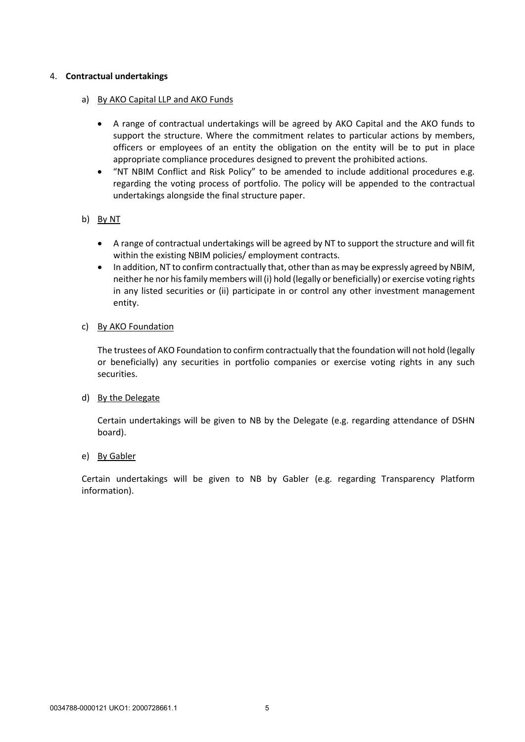4. **Contractual undertakings**

   a) By AKO Capital LLP and AKO Funds

   - A range of contractual undertakings will be agreed by AKO Capital and the AKO funds to support the structure. Where the commitment relates to particular actions by members, officers or employees of an entity the obligation on the entity will be to put in place appropriate compliance procedures designed to prevent the prohibited actions.
   - "NT NBIM Conflict and Risk Policy" to be amended to include additional procedures e.g. regarding the voting process of portfolio. The policy will be appended to the contractual undertakings alongside the final structure paper.

   b) By NT

   - A range of contractual undertakings will be agreed by NT to support the structure and will fit within the existing NBIM policies/ employment contracts.
   - In addition, NT to confirm contractually that, other than as may be expressly agreed by NBIM, neither he nor his family members will (i) hold (legally or beneficially) or exercise voting rights in any listed securities or (ii) participate in or control any other investment management entity.

   c) By AKO Foundation

   The trustees of AKO Foundation to confirm contractually that the foundation will not hold (legally or beneficially) any securities in portfolio companies or exercise voting rights in any such securities.

   d) By the Delegate

   Certain undertakings will be given to NB by the Delegate (e.g. regarding attendance of DSHN board).

   e) By Gabler

   Certain undertakings will be given to NB by Gabler (e.g. regarding Transparency Platform information).

0034788-0000121 UKO1: 2000728661.1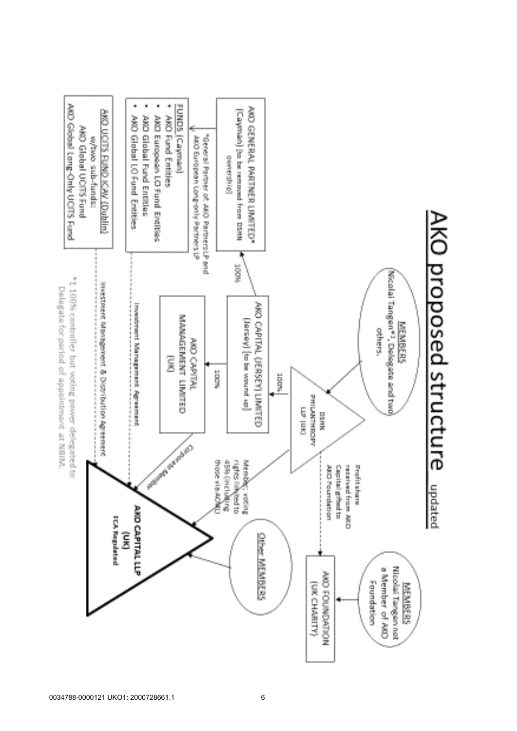# AKO proposed structure updated

MEMBERS
Nicolai Tangen*1, Delegate and two others.

DSHN PHILANTHROPY LLP (UK)

100%

AKO CAPITAL (JERSEY) LIMITED (Jersey) [to be wound up]

100%

AKO GENERAL PARTNER LIMITED* (Cayman) [to be removed from DSHN ownership]

*General Partner of: AKO Partners LP and AKO European Long-only Partners LP

100%

AKO CAPITAL MANAGEMENT LIMITED (UK)

FUNDS (Cayman)
- AKO Fund Entities
- AKO European LO Fund Entities
- AKO Global Fund Entities
- AKO Global LO Fund Entities

AKO UCITS FUND ICAV (Dublin)
w/two sub-funds:
AKO Global UCITS Fund
AKO Global Long-Only UCITS Fund

Investment Management Agreement

Investment Management & Distribution Agreement

Corporate Member

Member; voting rights limited to 45% (including those via ACML)

Profit share received from AKO Capital gifted to AKO Foundation

AKO CAPITAL LLP (UK) FCA Regulated

Other MEMBERS

MEMBERS
Nicolai Tangen not a Member of AKO Foundation

AKO FOUNDATION (UK CHARITY)

*1 100% controller but voting power delegated to Delegate for period of appointment at NBIM.

0034788-0000121 UKO1: 2000728661.1